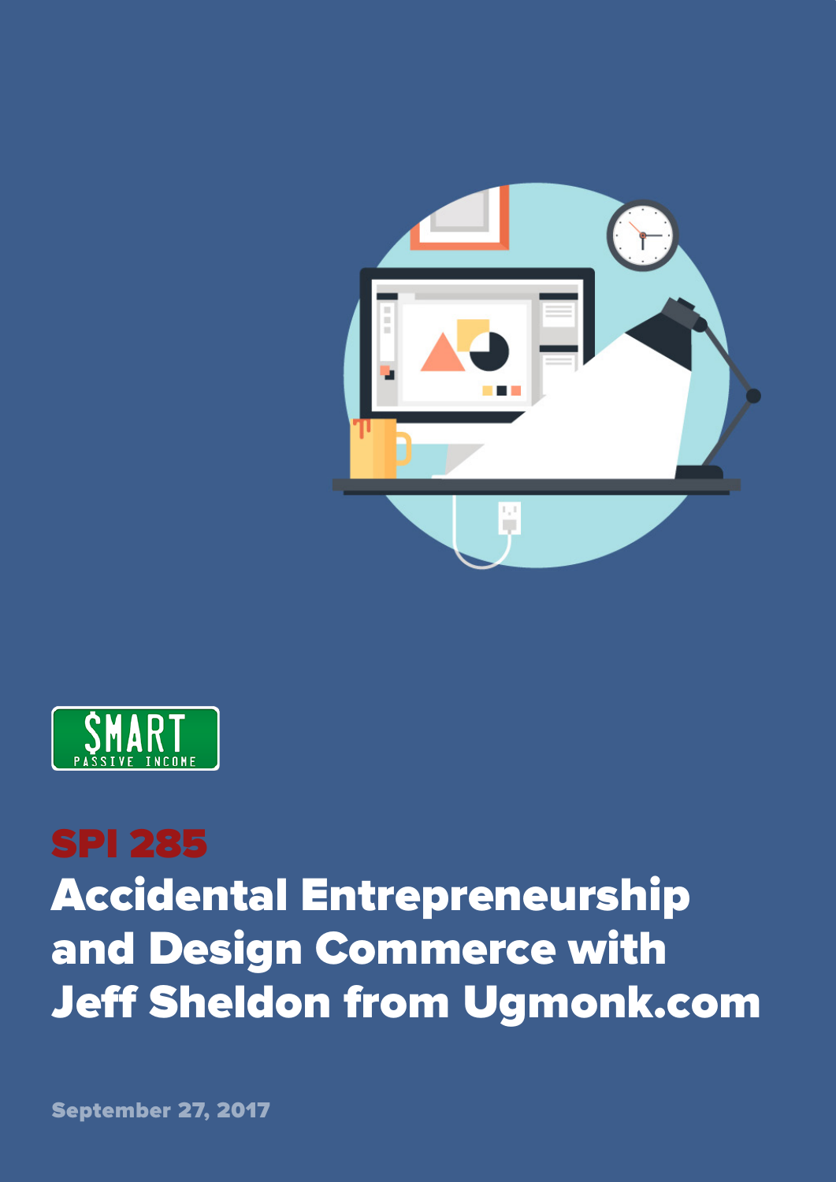SMART PASSIVE INCOME

SPI 285

# Accidental Entrepreneurship and Design Commerce with Jeff Sheldon from Ugmonk.com

September 27, 2017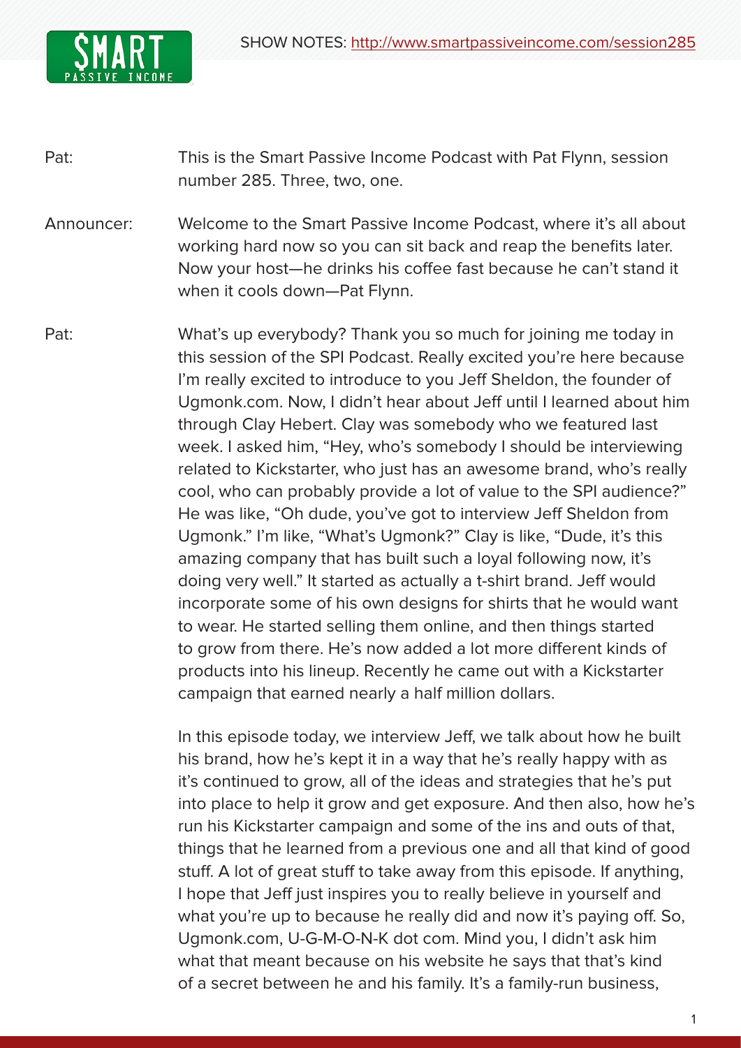Pat: This is the Smart Passive Income Podcast with Pat Flynn, session number 285. Three, two, one.

Announcer: Welcome to the Smart Passive Income Podcast, where it's all about working hard now so you can sit back and reap the benefits later. Now your host—he drinks his coffee fast because he can't stand it when it cools down—Pat Flynn.

Pat: What's up everybody? Thank you so much for joining me today in this session of the SPI Podcast. Really excited you're here because I'm really excited to introduce to you Jeff Sheldon, the founder of Ugmonk.com. Now, I didn't hear about Jeff until I learned about him through Clay Hebert. Clay was somebody who we featured last week. I asked him, "Hey, who's somebody I should be interviewing related to Kickstarter, who just has an awesome brand, who's really cool, who can probably provide a lot of value to the SPI audience?" He was like, "Oh dude, you've got to interview Jeff Sheldon from Ugmonk." I'm like, "What's Ugmonk?" Clay is like, "Dude, it's this amazing company that has built such a loyal following now, it's doing very well." It started as actually a t-shirt brand. Jeff would incorporate some of his own designs for shirts that he would want to wear. He started selling them online, and then things started to grow from there. He's now added a lot more different kinds of products into his lineup. Recently he came out with a Kickstarter campaign that earned nearly a half million dollars.

In this episode today, we interview Jeff, we talk about how he built his brand, how he's kept it in a way that he's really happy with as it's continued to grow, all of the ideas and strategies that he's put into place to help it grow and get exposure. And then also, how he's run his Kickstarter campaign and some of the ins and outs of that, things that he learned from a previous one and all that kind of good stuff. A lot of great stuff to take away from this episode. If anything, I hope that Jeff just inspires you to really believe in yourself and what you're up to because he really did and now it's paying off. So, Ugmonk.com, U-G-M-O-N-K dot com. Mind you, I didn't ask him what that meant because on his website he says that that's kind of a secret between he and his family. It's a family-run business,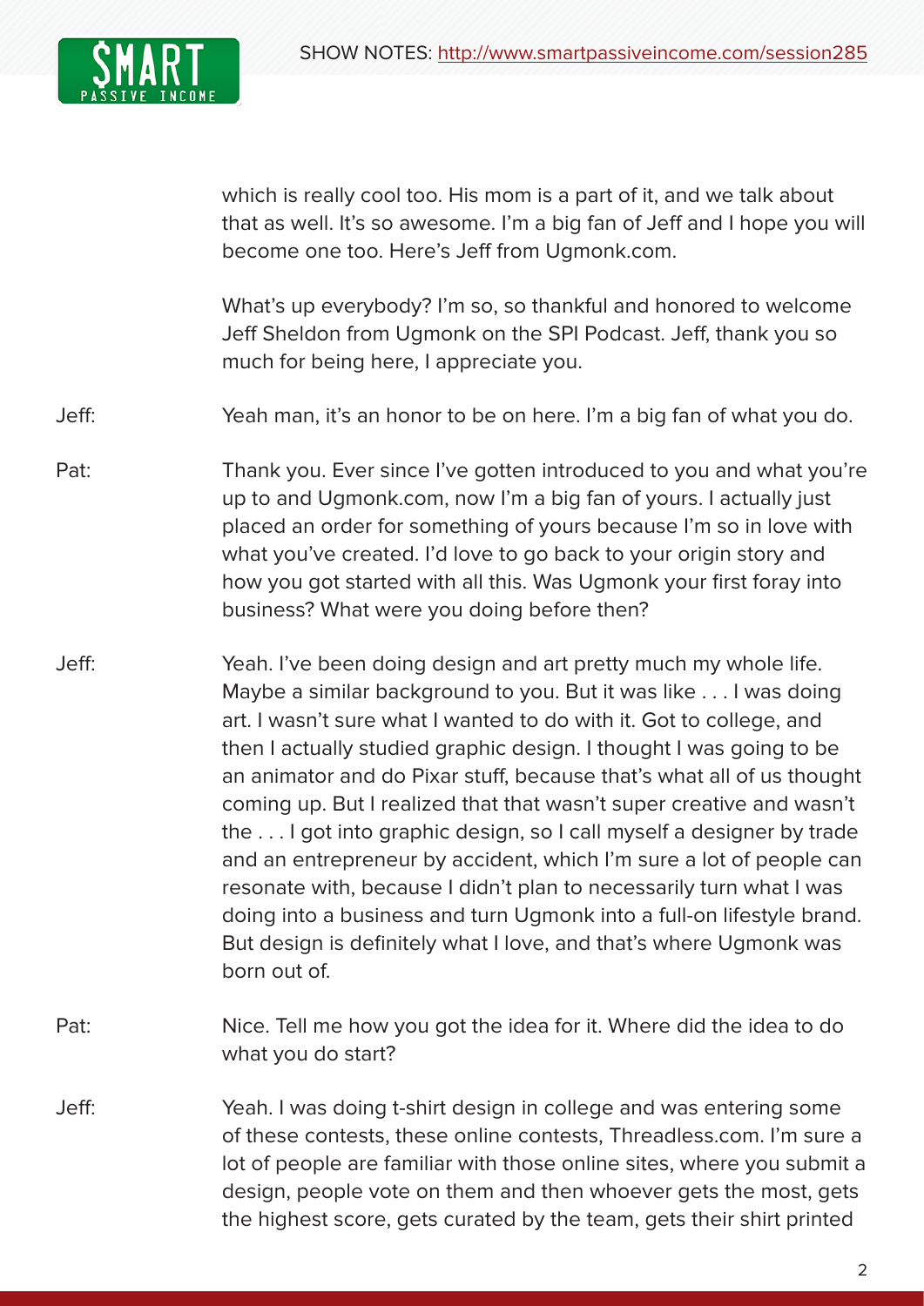which is really cool too. His mom is a part of it, and we talk about that as well. It's so awesome. I'm a big fan of Jeff and I hope you will become one too. Here's Jeff from Ugmonk.com.

What's up everybody? I'm so, so thankful and honored to welcome Jeff Sheldon from Ugmonk on the SPI Podcast. Jeff, thank you so much for being here, I appreciate you.

Jeff: Yeah man, it's an honor to be on here. I'm a big fan of what you do.

Pat: Thank you. Ever since I've gotten introduced to you and what you're up to and Ugmonk.com, now I'm a big fan of yours. I actually just placed an order for something of yours because I'm so in love with what you've created. I'd love to go back to your origin story and how you got started with all this. Was Ugmonk your first foray into business? What were you doing before then?

Jeff: Yeah. I've been doing design and art pretty much my whole life. Maybe a similar background to you. But it was like . . . I was doing art. I wasn't sure what I wanted to do with it. Got to college, and then I actually studied graphic design. I thought I was going to be an animator and do Pixar stuff, because that's what all of us thought coming up. But I realized that that wasn't super creative and wasn't the . . . I got into graphic design, so I call myself a designer by trade and an entrepreneur by accident, which I'm sure a lot of people can resonate with, because I didn't plan to necessarily turn what I was doing into a business and turn Ugmonk into a full-on lifestyle brand. But design is definitely what I love, and that's where Ugmonk was born out of.

Pat: Nice. Tell me how you got the idea for it. Where did the idea to do what you do start?

Jeff: Yeah. I was doing t-shirt design in college and was entering some of these contests, these online contests, Threadless.com. I'm sure a lot of people are familiar with those online sites, where you submit a design, people vote on them and then whoever gets the most, gets the highest score, gets curated by the team, gets their shirt printed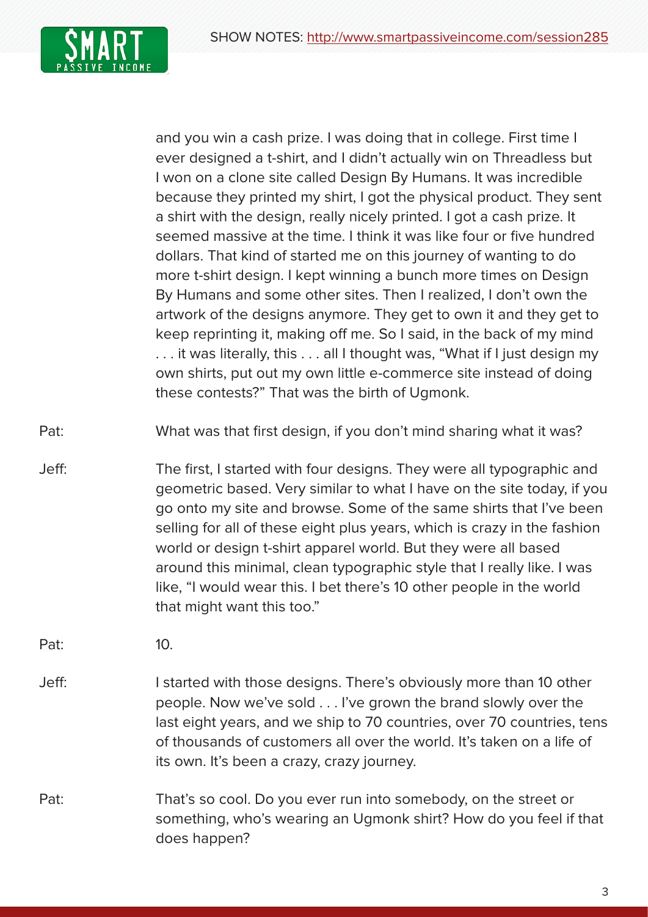and you win a cash prize. I was doing that in college. First time I ever designed a t-shirt, and I didn't actually win on Threadless but I won on a clone site called Design By Humans. It was incredible because they printed my shirt, I got the physical product. They sent a shirt with the design, really nicely printed. I got a cash prize. It seemed massive at the time. I think it was like four or five hundred dollars. That kind of started me on this journey of wanting to do more t-shirt design. I kept winning a bunch more times on Design By Humans and some other sites. Then I realized, I don't own the artwork of the designs anymore. They get to own it and they get to keep reprinting it, making off me. So I said, in the back of my mind . . . it was literally, this . . . all I thought was, "What if I just design my own shirts, put out my own little e-commerce site instead of doing these contests?" That was the birth of Ugmonk.

Pat: What was that first design, if you don't mind sharing what it was?

Jeff: The first, I started with four designs. They were all typographic and geometric based. Very similar to what I have on the site today, if you go onto my site and browse. Some of the same shirts that I've been selling for all of these eight plus years, which is crazy in the fashion world or design t-shirt apparel world. But they were all based around this minimal, clean typographic style that I really like. I was like, "I would wear this. I bet there's 10 other people in the world that might want this too."

Pat: 10.

Jeff: I started with those designs. There's obviously more than 10 other people. Now we've sold . . . I've grown the brand slowly over the last eight years, and we ship to 70 countries, over 70 countries, tens of thousands of customers all over the world. It's taken on a life of its own. It's been a crazy, crazy journey.

Pat: That's so cool. Do you ever run into somebody, on the street or something, who's wearing an Ugmonk shirt? How do you feel if that does happen?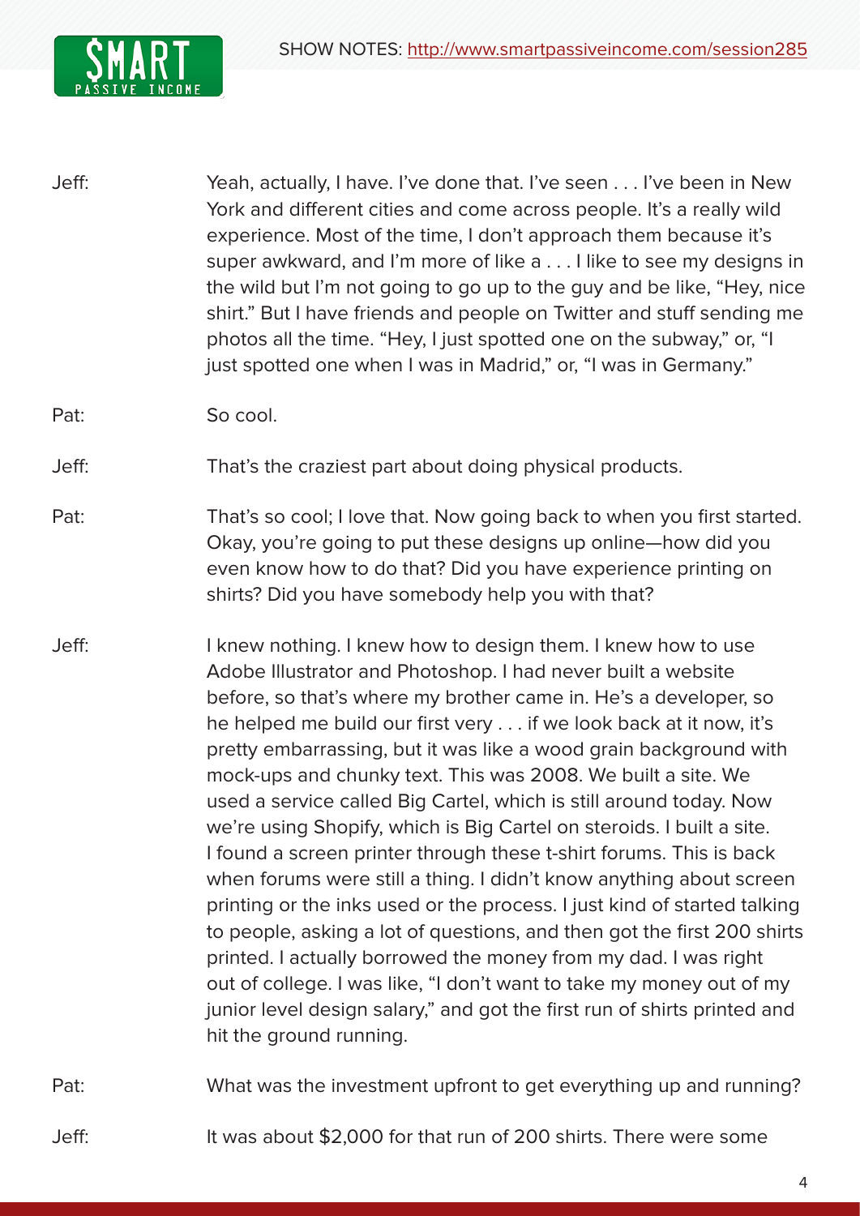Jeff: Yeah, actually, I have. I've done that. I've seen . . . I've been in New York and different cities and come across people. It's a really wild experience. Most of the time, I don't approach them because it's super awkward, and I'm more of like a . . . I like to see my designs in the wild but I'm not going to go up to the guy and be like, "Hey, nice shirt." But I have friends and people on Twitter and stuff sending me photos all the time. "Hey, I just spotted one on the subway," or, "I just spotted one when I was in Madrid," or, "I was in Germany."

Pat: So cool.

Jeff: That's the craziest part about doing physical products.

Pat: That's so cool; I love that. Now going back to when you first started. Okay, you're going to put these designs up online—how did you even know how to do that? Did you have experience printing on shirts? Did you have somebody help you with that?

Jeff: I knew nothing. I knew how to design them. I knew how to use Adobe Illustrator and Photoshop. I had never built a website before, so that's where my brother came in. He's a developer, so he helped me build our first very . . . if we look back at it now, it's pretty embarrassing, but it was like a wood grain background with mock-ups and chunky text. This was 2008. We built a site. We used a service called Big Cartel, which is still around today. Now we're using Shopify, which is Big Cartel on steroids. I built a site. I found a screen printer through these t-shirt forums. This is back when forums were still a thing. I didn't know anything about screen printing or the inks used or the process. I just kind of started talking to people, asking a lot of questions, and then got the first 200 shirts printed. I actually borrowed the money from my dad. I was right out of college. I was like, "I don't want to take my money out of my junior level design salary," and got the first run of shirts printed and hit the ground running.

Pat: What was the investment upfront to get everything up and running?

Jeff: It was about $2,000 for that run of 200 shirts. There were some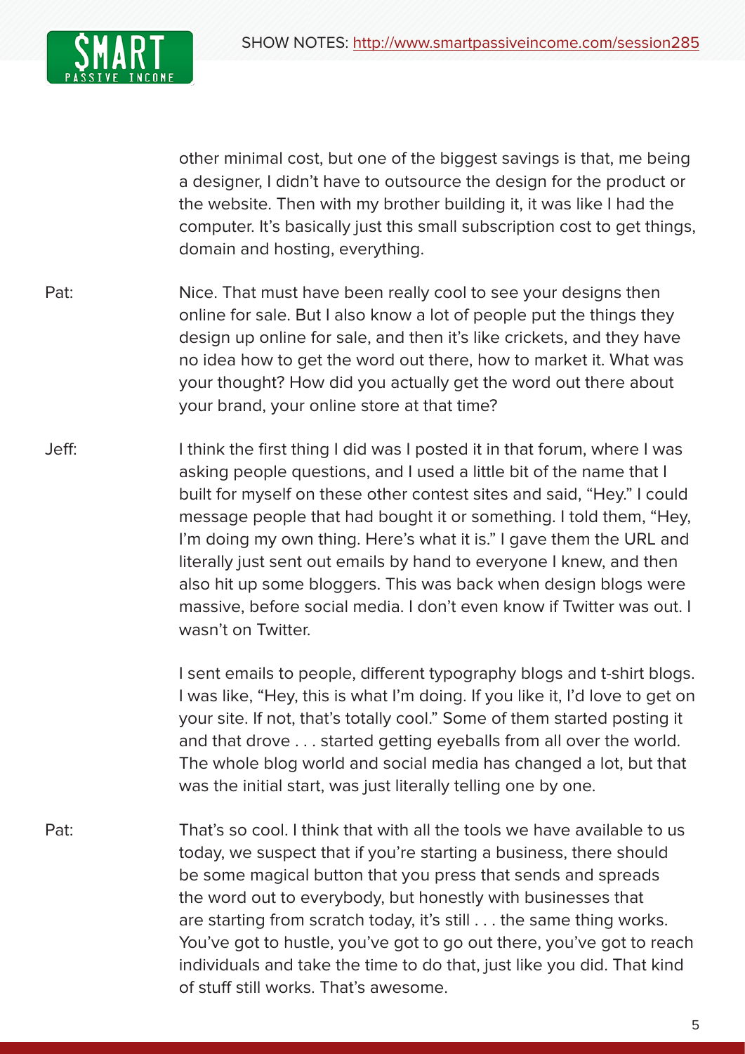other minimal cost, but one of the biggest savings is that, me being a designer, I didn't have to outsource the design for the product or the website. Then with my brother building it, it was like I had the computer. It's basically just this small subscription cost to get things, domain and hosting, everything.

Pat: Nice. That must have been really cool to see your designs then online for sale. But I also know a lot of people put the things they design up online for sale, and then it's like crickets, and they have no idea how to get the word out there, how to market it. What was your thought? How did you actually get the word out there about your brand, your online store at that time?

Jeff: I think the first thing I did was I posted it in that forum, where I was asking people questions, and I used a little bit of the name that I built for myself on these other contest sites and said, "Hey." I could message people that had bought it or something. I told them, "Hey, I'm doing my own thing. Here's what it is." I gave them the URL and literally just sent out emails by hand to everyone I knew, and then also hit up some bloggers. This was back when design blogs were massive, before social media. I don't even know if Twitter was out. I wasn't on Twitter.

I sent emails to people, different typography blogs and t-shirt blogs. I was like, "Hey, this is what I'm doing. If you like it, I'd love to get on your site. If not, that's totally cool." Some of them started posting it and that drove . . . started getting eyeballs from all over the world. The whole blog world and social media has changed a lot, but that was the initial start, was just literally telling one by one.

Pat: That's so cool. I think that with all the tools we have available to us today, we suspect that if you're starting a business, there should be some magical button that you press that sends and spreads the word out to everybody, but honestly with businesses that are starting from scratch today, it's still . . . the same thing works. You've got to hustle, you've got to go out there, you've got to reach individuals and take the time to do that, just like you did. That kind of stuff still works. That's awesome.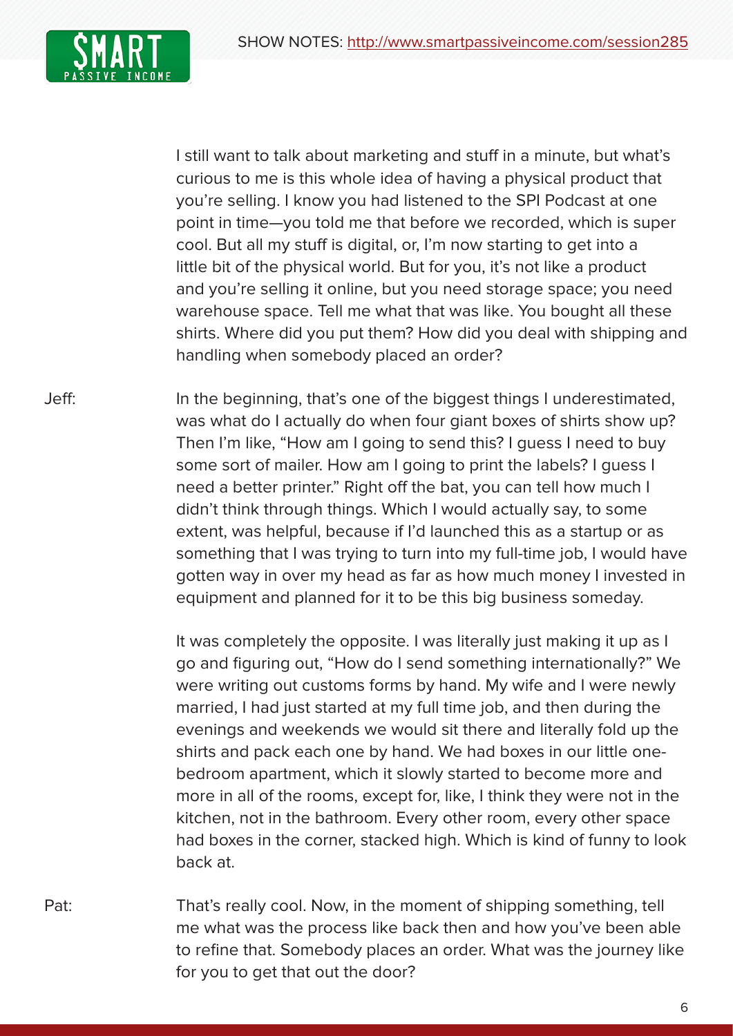I still want to talk about marketing and stuff in a minute, but what's curious to me is this whole idea of having a physical product that you're selling. I know you had listened to the SPI Podcast at one point in time—you told me that before we recorded, which is super cool. But all my stuff is digital, or, I'm now starting to get into a little bit of the physical world. But for you, it's not like a product and you're selling it online, but you need storage space; you need warehouse space. Tell me what that was like. You bought all these shirts. Where did you put them? How did you deal with shipping and handling when somebody placed an order?

Jeff: In the beginning, that's one of the biggest things I underestimated, was what do I actually do when four giant boxes of shirts show up? Then I'm like, "How am I going to send this? I guess I need to buy some sort of mailer. How am I going to print the labels? I guess I need a better printer." Right off the bat, you can tell how much I didn't think through things. Which I would actually say, to some extent, was helpful, because if I'd launched this as a startup or as something that I was trying to turn into my full-time job, I would have gotten way in over my head as far as how much money I invested in equipment and planned for it to be this big business someday.

It was completely the opposite. I was literally just making it up as I go and figuring out, "How do I send something internationally?" We were writing out customs forms by hand. My wife and I were newly married, I had just started at my full time job, and then during the evenings and weekends we would sit there and literally fold up the shirts and pack each one by hand. We had boxes in our little one-bedroom apartment, which it slowly started to become more and more in all of the rooms, except for, like, I think they were not in the kitchen, not in the bathroom. Every other room, every other space had boxes in the corner, stacked high. Which is kind of funny to look back at.

Pat: That's really cool. Now, in the moment of shipping something, tell me what was the process like back then and how you've been able to refine that. Somebody places an order. What was the journey like for you to get that out the door?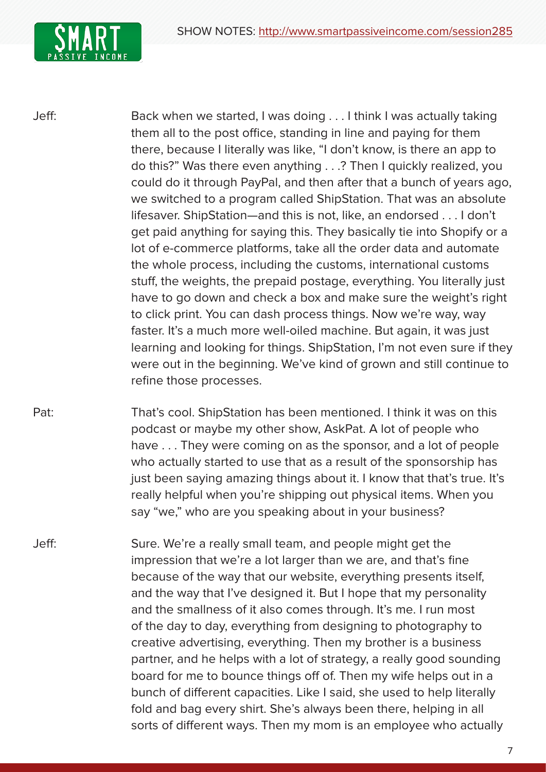Jeff: Back when we started, I was doing . . . I think I was actually taking them all to the post office, standing in line and paying for them there, because I literally was like, "I don't know, is there an app to do this?" Was there even anything . . .? Then I quickly realized, you could do it through PayPal, and then after that a bunch of years ago, we switched to a program called ShipStation. That was an absolute lifesaver. ShipStation—and this is not, like, an endorsed . . . I don't get paid anything for saying this. They basically tie into Shopify or a lot of e-commerce platforms, take all the order data and automate the whole process, including the customs, international customs stuff, the weights, the prepaid postage, everything. You literally just have to go down and check a box and make sure the weight's right to click print. You can dash process things. Now we're way, way faster. It's a much more well-oiled machine. But again, it was just learning and looking for things. ShipStation, I'm not even sure if they were out in the beginning. We've kind of grown and still continue to refine those processes.

Pat: That's cool. ShipStation has been mentioned. I think it was on this podcast or maybe my other show, AskPat. A lot of people who have . . . They were coming on as the sponsor, and a lot of people who actually started to use that as a result of the sponsorship has just been saying amazing things about it. I know that that's true. It's really helpful when you're shipping out physical items. When you say "we," who are you speaking about in your business?

Jeff: Sure. We're a really small team, and people might get the impression that we're a lot larger than we are, and that's fine because of the way that our website, everything presents itself, and the way that I've designed it. But I hope that my personality and the smallness of it also comes through. It's me. I run most of the day to day, everything from designing to photography to creative advertising, everything. Then my brother is a business partner, and he helps with a lot of strategy, a really good sounding board for me to bounce things off of. Then my wife helps out in a bunch of different capacities. Like I said, she used to help literally fold and bag every shirt. She's always been there, helping in all sorts of different ways. Then my mom is an employee who actually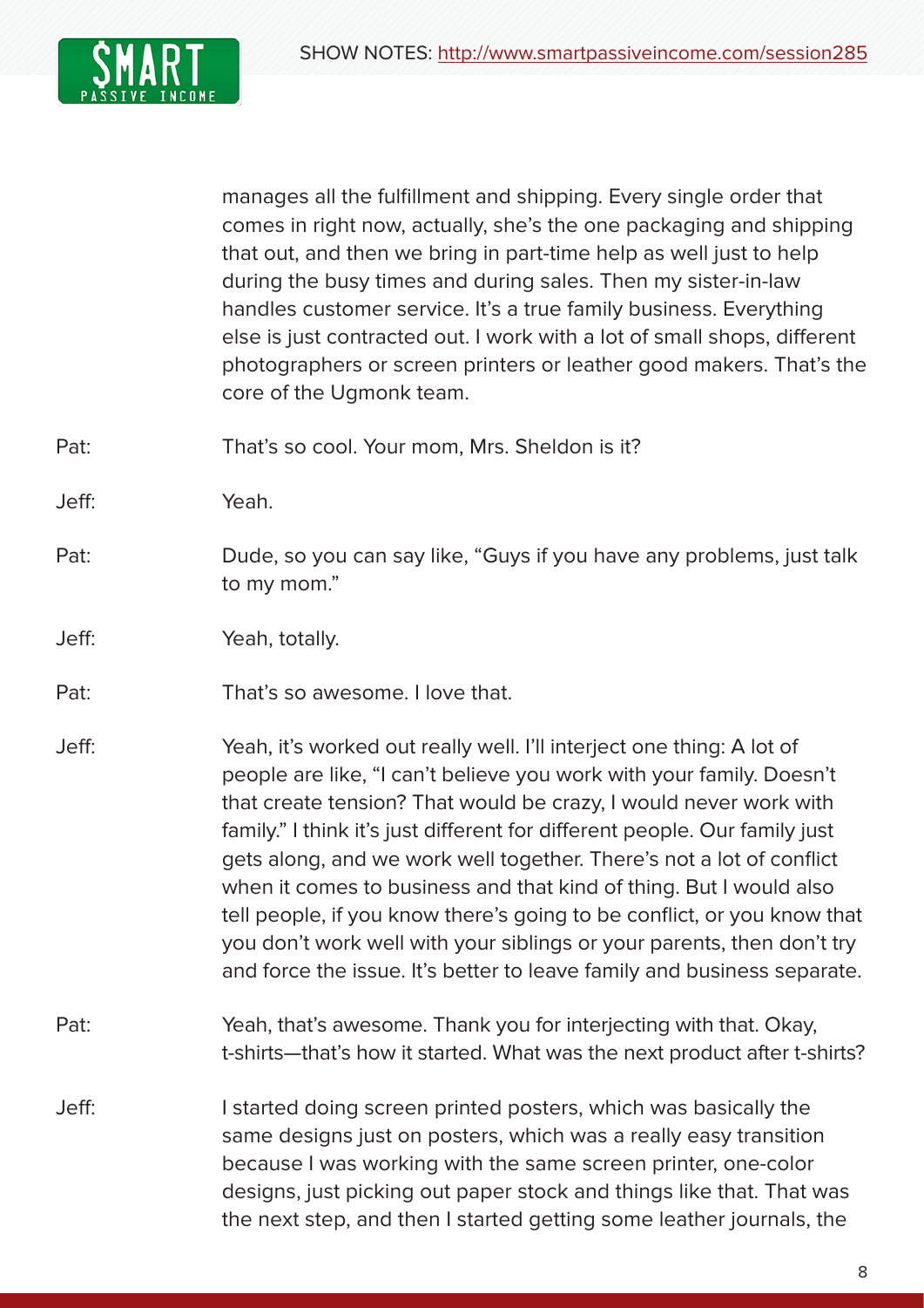manages all the fulfillment and shipping. Every single order that comes in right now, actually, she's the one packaging and shipping that out, and then we bring in part-time help as well just to help during the busy times and during sales. Then my sister-in-law handles customer service. It's a true family business. Everything else is just contracted out. I work with a lot of small shops, different photographers or screen printers or leather good makers. That's the core of the Ugmonk team.

Pat: That's so cool. Your mom, Mrs. Sheldon is it?

Jeff: Yeah.

Pat: Dude, so you can say like, "Guys if you have any problems, just talk to my mom."

Jeff: Yeah, totally.

Pat: That's so awesome. I love that.

Jeff: Yeah, it's worked out really well. I'll interject one thing: A lot of people are like, "I can't believe you work with your family. Doesn't that create tension? That would be crazy, I would never work with family." I think it's just different for different people. Our family just gets along, and we work well together. There's not a lot of conflict when it comes to business and that kind of thing. But I would also tell people, if you know there's going to be conflict, or you know that you don't work well with your siblings or your parents, then don't try and force the issue. It's better to leave family and business separate.

Pat: Yeah, that's awesome. Thank you for interjecting with that. Okay, t-shirts—that's how it started. What was the next product after t-shirts?

Jeff: I started doing screen printed posters, which was basically the same designs just on posters, which was a really easy transition because I was working with the same screen printer, one-color designs, just picking out paper stock and things like that. That was the next step, and then I started getting some leather journals, the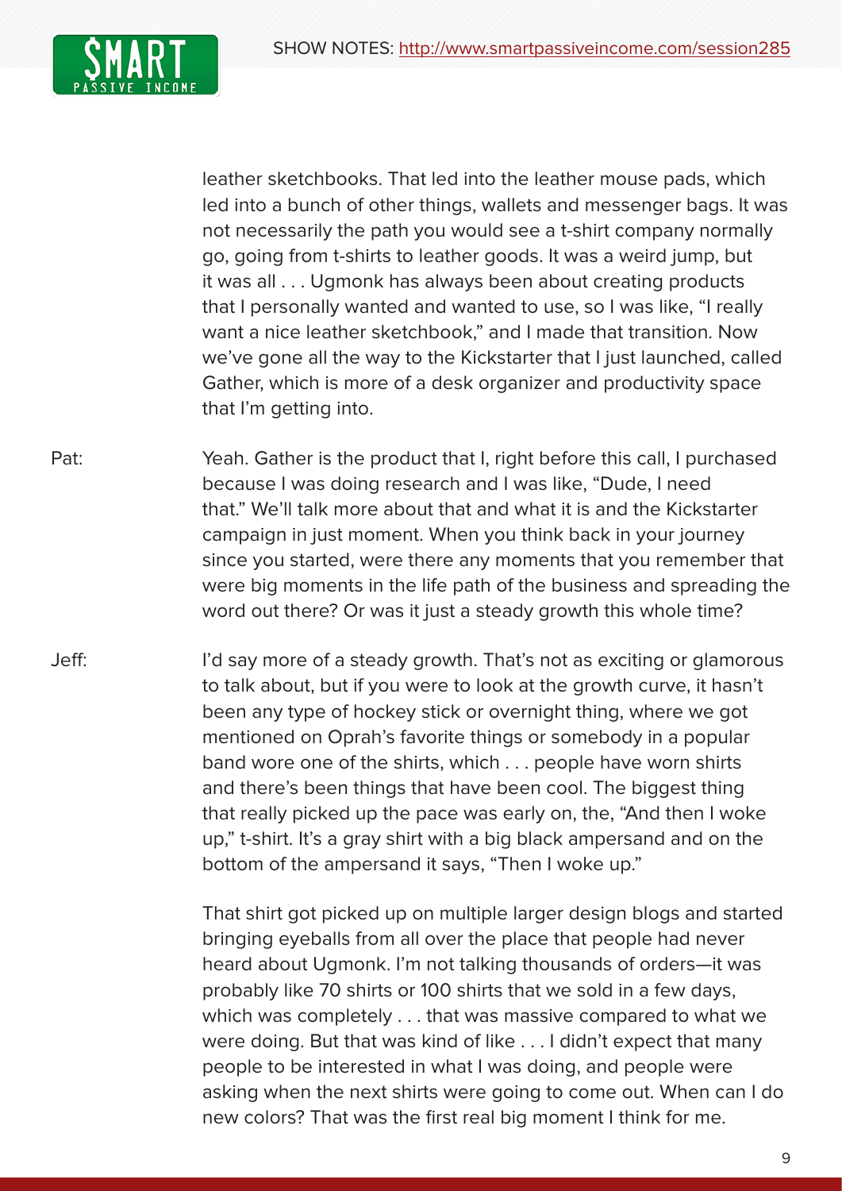leather sketchbooks. That led into the leather mouse pads, which led into a bunch of other things, wallets and messenger bags. It was not necessarily the path you would see a t-shirt company normally go, going from t-shirts to leather goods. It was a weird jump, but it was all . . . Ugmonk has always been about creating products that I personally wanted and wanted to use, so I was like, "I really want a nice leather sketchbook," and I made that transition. Now we've gone all the way to the Kickstarter that I just launched, called Gather, which is more of a desk organizer and productivity space that I'm getting into.

Pat: Yeah. Gather is the product that I, right before this call, I purchased because I was doing research and I was like, "Dude, I need that." We'll talk more about that and what it is and the Kickstarter campaign in just moment. When you think back in your journey since you started, were there any moments that you remember that were big moments in the life path of the business and spreading the word out there? Or was it just a steady growth this whole time?

Jeff: I'd say more of a steady growth. That's not as exciting or glamorous to talk about, but if you were to look at the growth curve, it hasn't been any type of hockey stick or overnight thing, where we got mentioned on Oprah's favorite things or somebody in a popular band wore one of the shirts, which . . . people have worn shirts and there's been things that have been cool. The biggest thing that really picked up the pace was early on, the, "And then I woke up," t-shirt. It's a gray shirt with a big black ampersand and on the bottom of the ampersand it says, "Then I woke up."

That shirt got picked up on multiple larger design blogs and started bringing eyeballs from all over the place that people had never heard about Ugmonk. I'm not talking thousands of orders—it was probably like 70 shirts or 100 shirts that we sold in a few days, which was completely . . . that was massive compared to what we were doing. But that was kind of like . . . I didn't expect that many people to be interested in what I was doing, and people were asking when the next shirts were going to come out. When can I do new colors? That was the first real big moment I think for me.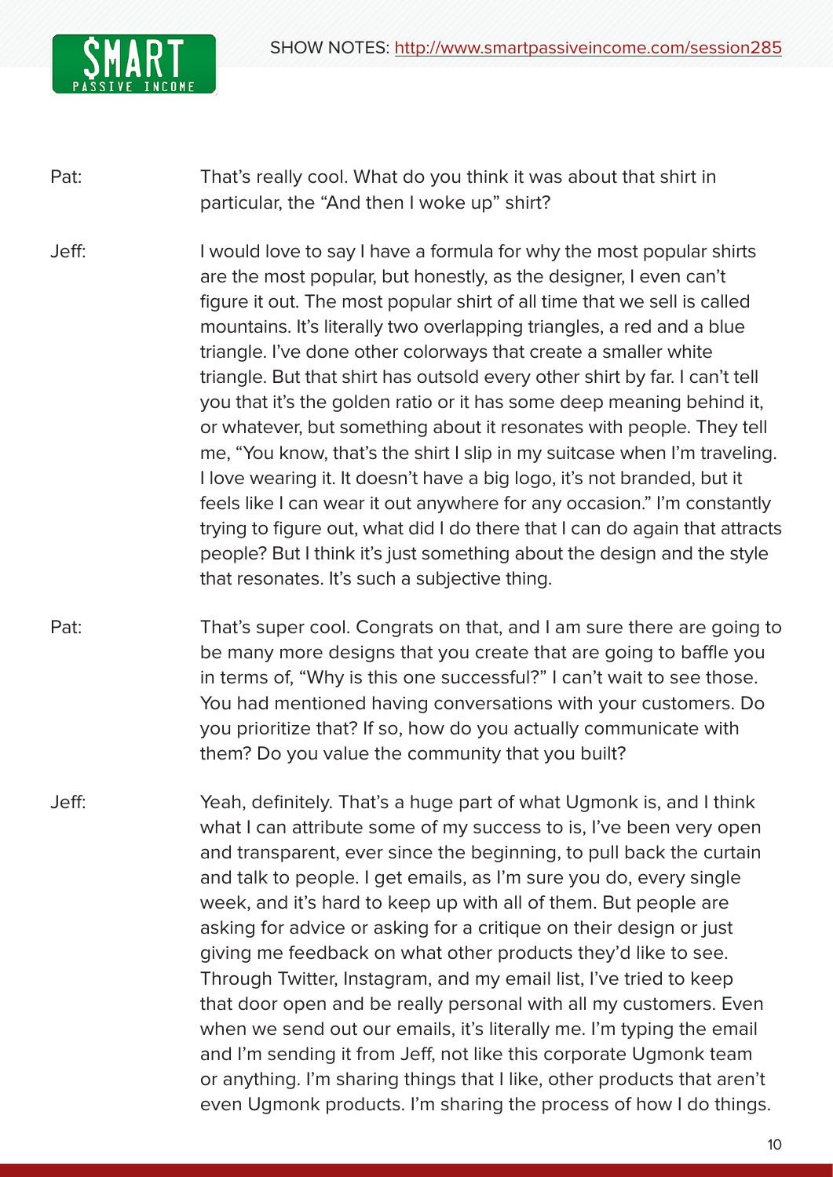Pat: That's really cool. What do you think it was about that shirt in particular, the "And then I woke up" shirt?

Jeff: I would love to say I have a formula for why the most popular shirts are the most popular, but honestly, as the designer, I even can't figure it out. The most popular shirt of all time that we sell is called mountains. It's literally two overlapping triangles, a red and a blue triangle. I've done other colorways that create a smaller white triangle. But that shirt has outsold every other shirt by far. I can't tell you that it's the golden ratio or it has some deep meaning behind it, or whatever, but something about it resonates with people. They tell me, "You know, that's the shirt I slip in my suitcase when I'm traveling. I love wearing it. It doesn't have a big logo, it's not branded, but it feels like I can wear it out anywhere for any occasion." I'm constantly trying to figure out, what did I do there that I can do again that attracts people? But I think it's just something about the design and the style that resonates. It's such a subjective thing.

Pat: That's super cool. Congrats on that, and I am sure there are going to be many more designs that you create that are going to baffle you in terms of, "Why is this one successful?" I can't wait to see those. You had mentioned having conversations with your customers. Do you prioritize that? If so, how do you actually communicate with them? Do you value the community that you built?

Jeff: Yeah, definitely. That's a huge part of what Ugmonk is, and I think what I can attribute some of my success to is, I've been very open and transparent, ever since the beginning, to pull back the curtain and talk to people. I get emails, as I'm sure you do, every single week, and it's hard to keep up with all of them. But people are asking for advice or asking for a critique on their design or just giving me feedback on what other products they'd like to see. Through Twitter, Instagram, and my email list, I've tried to keep that door open and be really personal with all my customers. Even when we send out our emails, it's literally me. I'm typing the email and I'm sending it from Jeff, not like this corporate Ugmonk team or anything. I'm sharing things that I like, other products that aren't even Ugmonk products. I'm sharing the process of how I do things.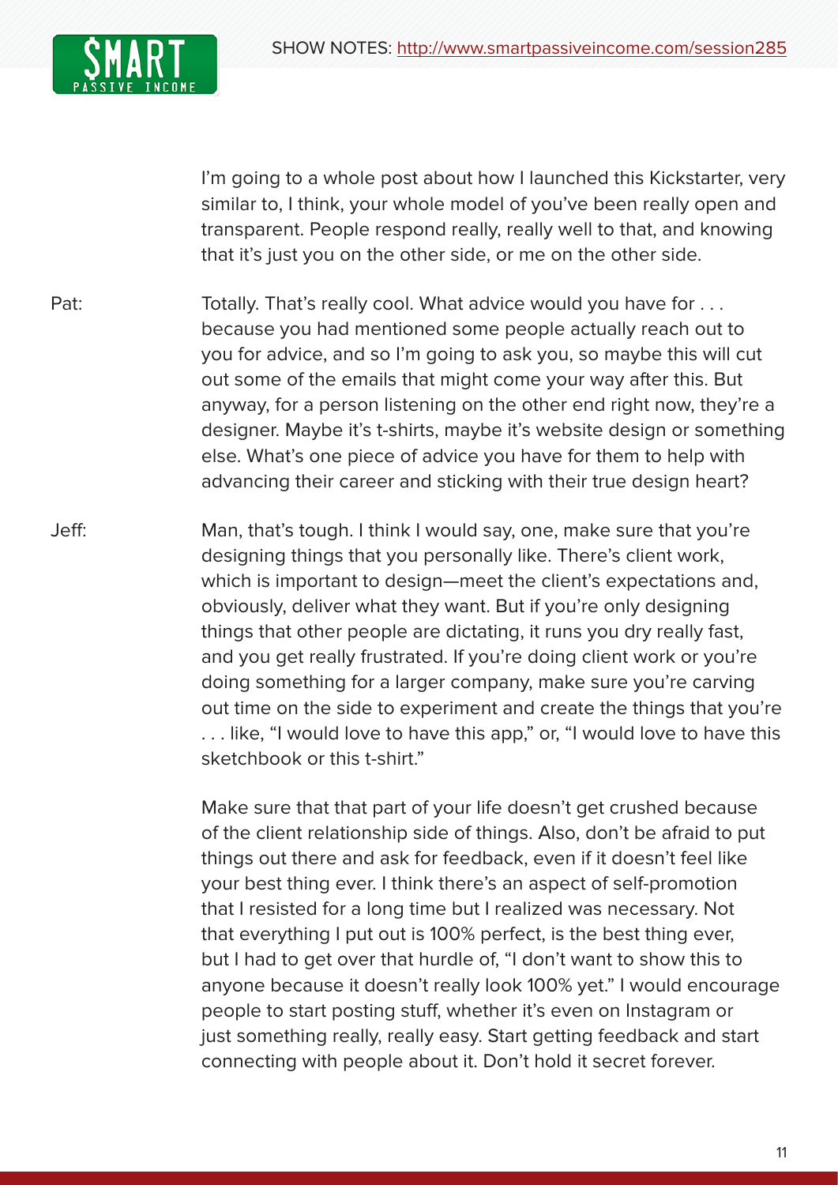I'm going to a whole post about how I launched this Kickstarter, very similar to, I think, your whole model of you've been really open and transparent. People respond really, really well to that, and knowing that it's just you on the other side, or me on the other side.

Pat: Totally. That's really cool. What advice would you have for . . . because you had mentioned some people actually reach out to you for advice, and so I'm going to ask you, so maybe this will cut out some of the emails that might come your way after this. But anyway, for a person listening on the other end right now, they're a designer. Maybe it's t-shirts, maybe it's website design or something else. What's one piece of advice you have for them to help with advancing their career and sticking with their true design heart?

Jeff: Man, that's tough. I think I would say, one, make sure that you're designing things that you personally like. There's client work, which is important to design—meet the client's expectations and, obviously, deliver what they want. But if you're only designing things that other people are dictating, it runs you dry really fast, and you get really frustrated. If you're doing client work or you're doing something for a larger company, make sure you're carving out time on the side to experiment and create the things that you're . . . like, "I would love to have this app," or, "I would love to have this sketchbook or this t-shirt."

Make sure that that part of your life doesn't get crushed because of the client relationship side of things. Also, don't be afraid to put things out there and ask for feedback, even if it doesn't feel like your best thing ever. I think there's an aspect of self-promotion that I resisted for a long time but I realized was necessary. Not that everything I put out is 100% perfect, is the best thing ever, but I had to get over that hurdle of, "I don't want to show this to anyone because it doesn't really look 100% yet." I would encourage people to start posting stuff, whether it's even on Instagram or just something really, really easy. Start getting feedback and start connecting with people about it. Don't hold it secret forever.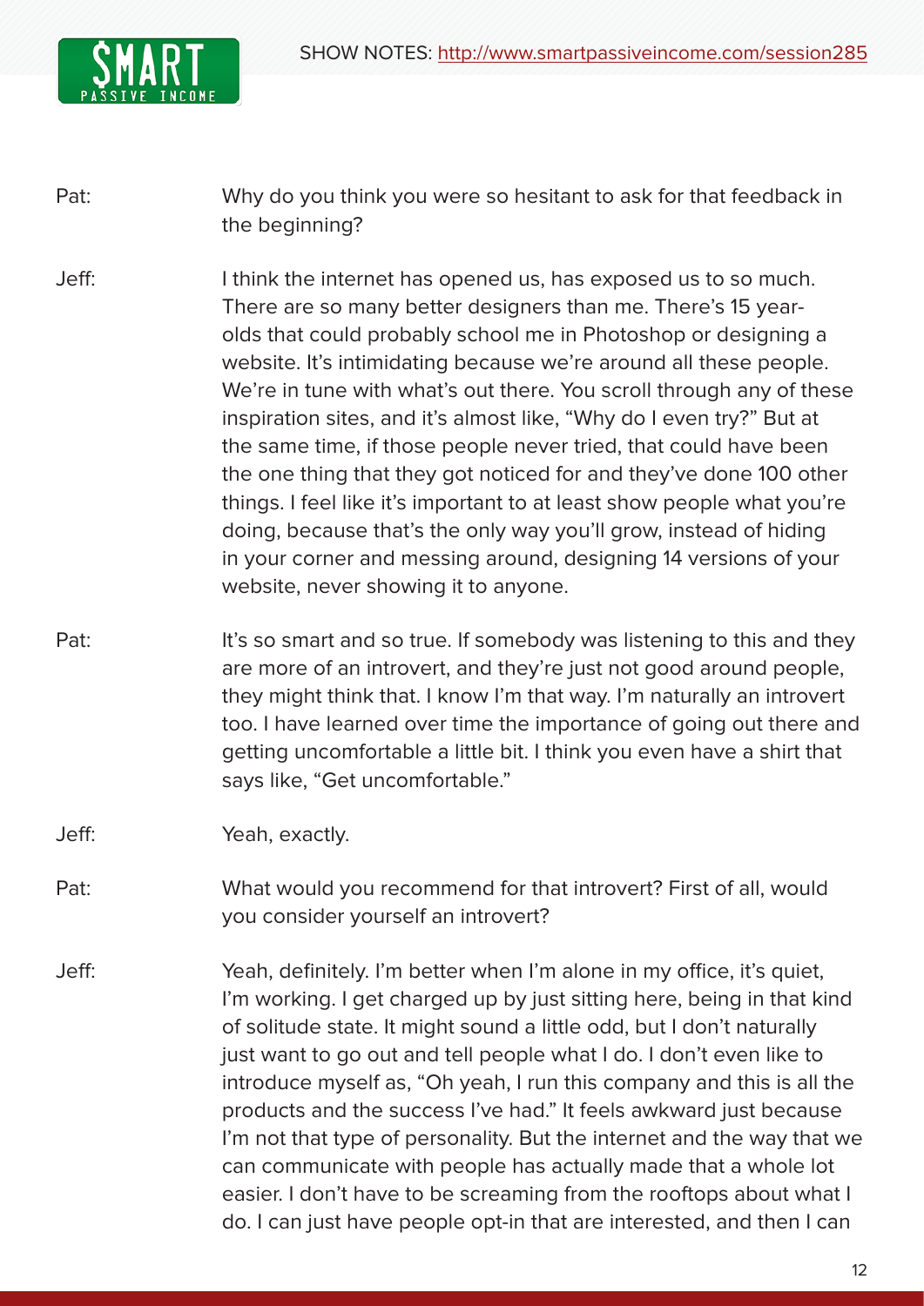Pat: Why do you think you were so hesitant to ask for that feedback in the beginning?

Jeff: I think the internet has opened us, has exposed us to so much. There are so many better designers than me. There's 15 year-olds that could probably school me in Photoshop or designing a website. It's intimidating because we're around all these people. We're in tune with what's out there. You scroll through any of these inspiration sites, and it's almost like, "Why do I even try?" But at the same time, if those people never tried, that could have been the one thing that they got noticed for and they've done 100 other things. I feel like it's important to at least show people what you're doing, because that's the only way you'll grow, instead of hiding in your corner and messing around, designing 14 versions of your website, never showing it to anyone.

Pat: It's so smart and so true. If somebody was listening to this and they are more of an introvert, and they're just not good around people, they might think that. I know I'm that way. I'm naturally an introvert too. I have learned over time the importance of going out there and getting uncomfortable a little bit. I think you even have a shirt that says like, "Get uncomfortable."

Jeff: Yeah, exactly.

Pat: What would you recommend for that introvert? First of all, would you consider yourself an introvert?

Jeff: Yeah, definitely. I'm better when I'm alone in my office, it's quiet, I'm working. I get charged up by just sitting here, being in that kind of solitude state. It might sound a little odd, but I don't naturally just want to go out and tell people what I do. I don't even like to introduce myself as, "Oh yeah, I run this company and this is all the products and the success I've had." It feels awkward just because I'm not that type of personality. But the internet and the way that we can communicate with people has actually made that a whole lot easier. I don't have to be screaming from the rooftops about what I do. I can just have people opt-in that are interested, and then I can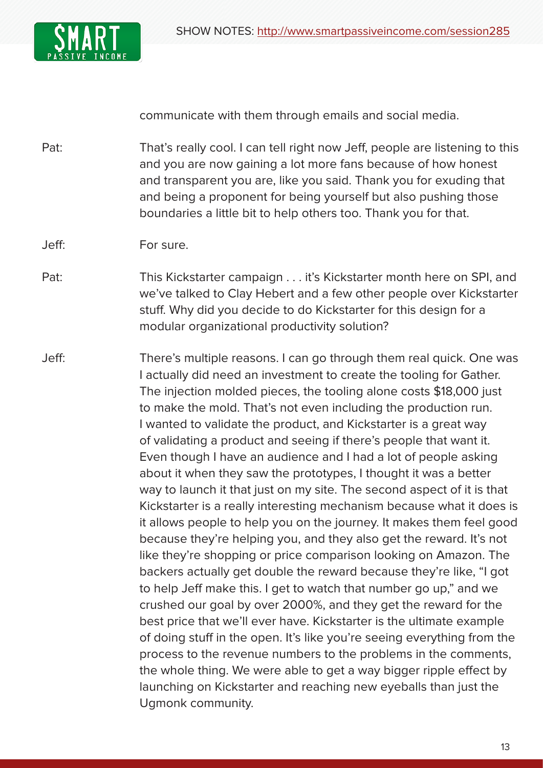communicate with them through emails and social media.

Pat: That's really cool. I can tell right now Jeff, people are listening to this and you are now gaining a lot more fans because of how honest and transparent you are, like you said. Thank you for exuding that and being a proponent for being yourself but also pushing those boundaries a little bit to help others too. Thank you for that.

Jeff: For sure.

Pat: This Kickstarter campaign . . . it's Kickstarter month here on SPI, and we've talked to Clay Hebert and a few other people over Kickstarter stuff. Why did you decide to do Kickstarter for this design for a modular organizational productivity solution?

Jeff: There's multiple reasons. I can go through them real quick. One was I actually did need an investment to create the tooling for Gather. The injection molded pieces, the tooling alone costs $18,000 just to make the mold. That's not even including the production run. I wanted to validate the product, and Kickstarter is a great way of validating a product and seeing if there's people that want it. Even though I have an audience and I had a lot of people asking about it when they saw the prototypes, I thought it was a better way to launch it that just on my site. The second aspect of it is that Kickstarter is a really interesting mechanism because what it does is it allows people to help you on the journey. It makes them feel good because they're helping you, and they also get the reward. It's not like they're shopping or price comparison looking on Amazon. The backers actually get double the reward because they're like, "I got to help Jeff make this. I get to watch that number go up," and we crushed our goal by over 2000%, and they get the reward for the best price that we'll ever have. Kickstarter is the ultimate example of doing stuff in the open. It's like you're seeing everything from the process to the revenue numbers to the problems in the comments, the whole thing. We were able to get a way bigger ripple effect by launching on Kickstarter and reaching new eyeballs than just the Ugmonk community.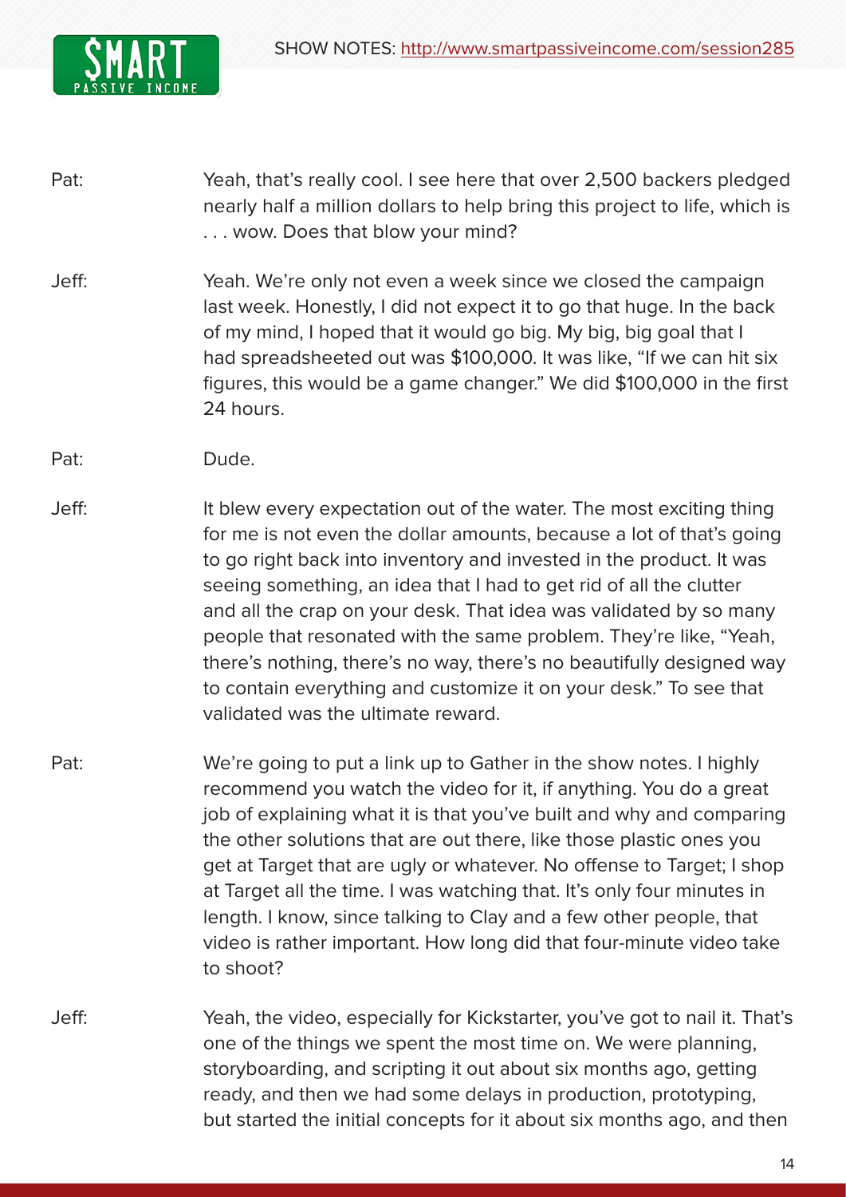Pat: Yeah, that's really cool. I see here that over 2,500 backers pledged nearly half a million dollars to help bring this project to life, which is . . . wow. Does that blow your mind?

Jeff: Yeah. We're only not even a week since we closed the campaign last week. Honestly, I did not expect it to go that huge. In the back of my mind, I hoped that it would go big. My big, big goal that I had spreadsheeted out was $100,000. It was like, "If we can hit six figures, this would be a game changer." We did $100,000 in the first 24 hours.

Pat: Dude.

Jeff: It blew every expectation out of the water. The most exciting thing for me is not even the dollar amounts, because a lot of that's going to go right back into inventory and invested in the product. It was seeing something, an idea that I had to get rid of all the clutter and all the crap on your desk. That idea was validated by so many people that resonated with the same problem. They're like, "Yeah, there's nothing, there's no way, there's no beautifully designed way to contain everything and customize it on your desk." To see that validated was the ultimate reward.

Pat: We're going to put a link up to Gather in the show notes. I highly recommend you watch the video for it, if anything. You do a great job of explaining what it is that you've built and why and comparing the other solutions that are out there, like those plastic ones you get at Target that are ugly or whatever. No offense to Target; I shop at Target all the time. I was watching that. It's only four minutes in length. I know, since talking to Clay and a few other people, that video is rather important. How long did that four-minute video take to shoot?

Jeff: Yeah, the video, especially for Kickstarter, you've got to nail it. That's one of the things we spent the most time on. We were planning, storyboarding, and scripting it out about six months ago, getting ready, and then we had some delays in production, prototyping, but started the initial concepts for it about six months ago, and then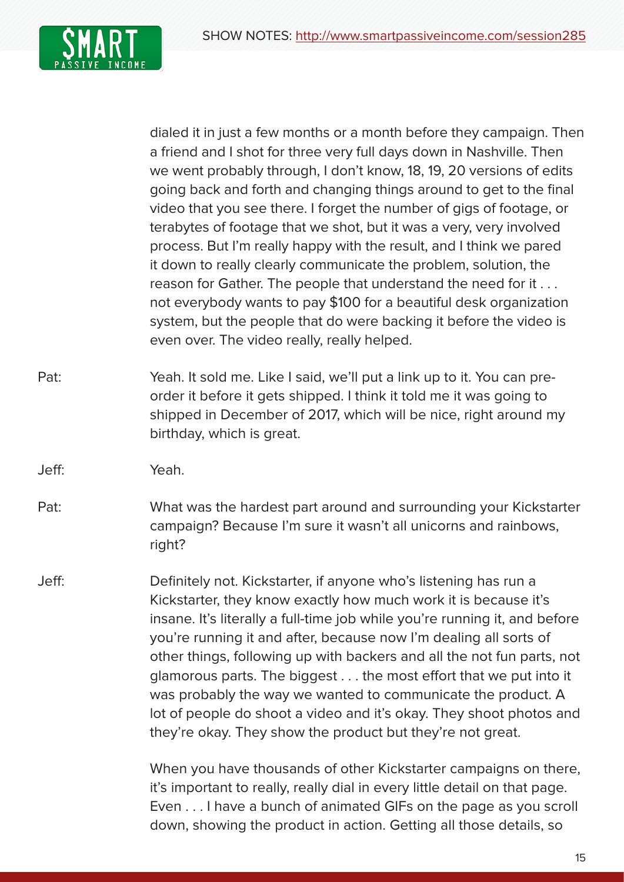dialed it in just a few months or a month before they campaign. Then a friend and I shot for three very full days down in Nashville. Then we went probably through, I don't know, 18, 19, 20 versions of edits going back and forth and changing things around to get to the final video that you see there. I forget the number of gigs of footage, or terabytes of footage that we shot, but it was a very, very involved process. But I'm really happy with the result, and I think we pared it down to really clearly communicate the problem, solution, the reason for Gather. The people that understand the need for it . . . not everybody wants to pay $100 for a beautiful desk organization system, but the people that do were backing it before the video is even over. The video really, really helped.

Pat: Yeah. It sold me. Like I said, we'll put a link up to it. You can pre-order it before it gets shipped. I think it told me it was going to shipped in December of 2017, which will be nice, right around my birthday, which is great.

Jeff: Yeah.

Pat: What was the hardest part around and surrounding your Kickstarter campaign? Because I'm sure it wasn't all unicorns and rainbows, right?

Jeff: Definitely not. Kickstarter, if anyone who's listening has run a Kickstarter, they know exactly how much work it is because it's insane. It's literally a full-time job while you're running it, and before you're running it and after, because now I'm dealing all sorts of other things, following up with backers and all the not fun parts, not glamorous parts. The biggest . . . the most effort that we put into it was probably the way we wanted to communicate the product. A lot of people do shoot a video and it's okay. They shoot photos and they're okay. They show the product but they're not great.

When you have thousands of other Kickstarter campaigns on there, it's important to really, really dial in every little detail on that page. Even . . . I have a bunch of animated GIFs on the page as you scroll down, showing the product in action. Getting all those details, so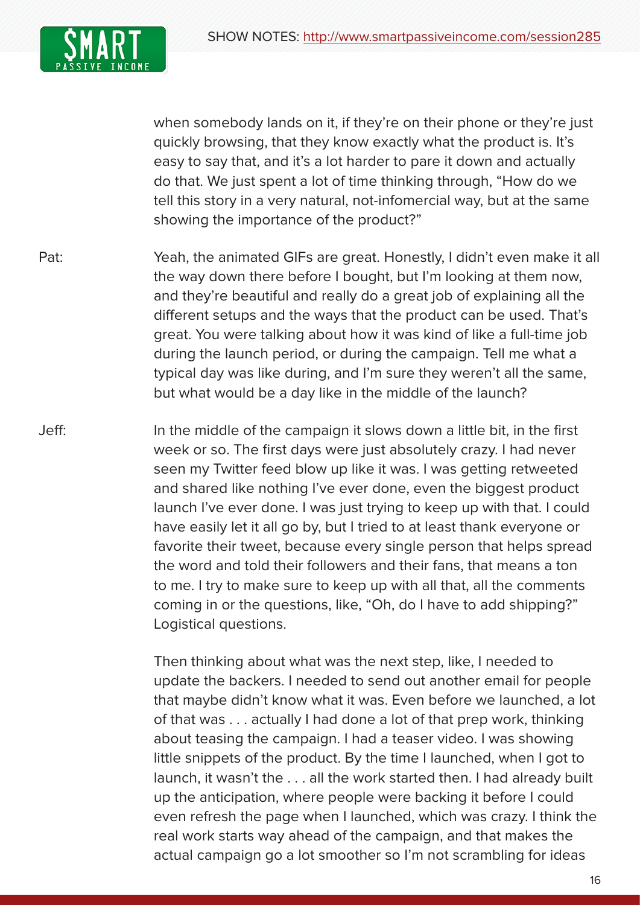when somebody lands on it, if they're on their phone or they're just quickly browsing, that they know exactly what the product is. It's easy to say that, and it's a lot harder to pare it down and actually do that. We just spent a lot of time thinking through, "How do we tell this story in a very natural, not-infomercial way, but at the same showing the importance of the product?"

Pat: Yeah, the animated GIFs are great. Honestly, I didn't even make it all the way down there before I bought, but I'm looking at them now, and they're beautiful and really do a great job of explaining all the different setups and the ways that the product can be used. That's great. You were talking about how it was kind of like a full-time job during the launch period, or during the campaign. Tell me what a typical day was like during, and I'm sure they weren't all the same, but what would be a day like in the middle of the launch?

Jeff: In the middle of the campaign it slows down a little bit, in the first week or so. The first days were just absolutely crazy. I had never seen my Twitter feed blow up like it was. I was getting retweeted and shared like nothing I've ever done, even the biggest product launch I've ever done. I was just trying to keep up with that. I could have easily let it all go by, but I tried to at least thank everyone or favorite their tweet, because every single person that helps spread the word and told their followers and their fans, that means a ton to me. I try to make sure to keep up with all that, all the comments coming in or the questions, like, "Oh, do I have to add shipping?" Logistical questions.

Then thinking about what was the next step, like, I needed to update the backers. I needed to send out another email for people that maybe didn't know what it was. Even before we launched, a lot of that was . . . actually I had done a lot of that prep work, thinking about teasing the campaign. I had a teaser video. I was showing little snippets of the product. By the time I launched, when I got to launch, it wasn't the . . . all the work started then. I had already built up the anticipation, where people were backing it before I could even refresh the page when I launched, which was crazy. I think the real work starts way ahead of the campaign, and that makes the actual campaign go a lot smoother so I'm not scrambling for ideas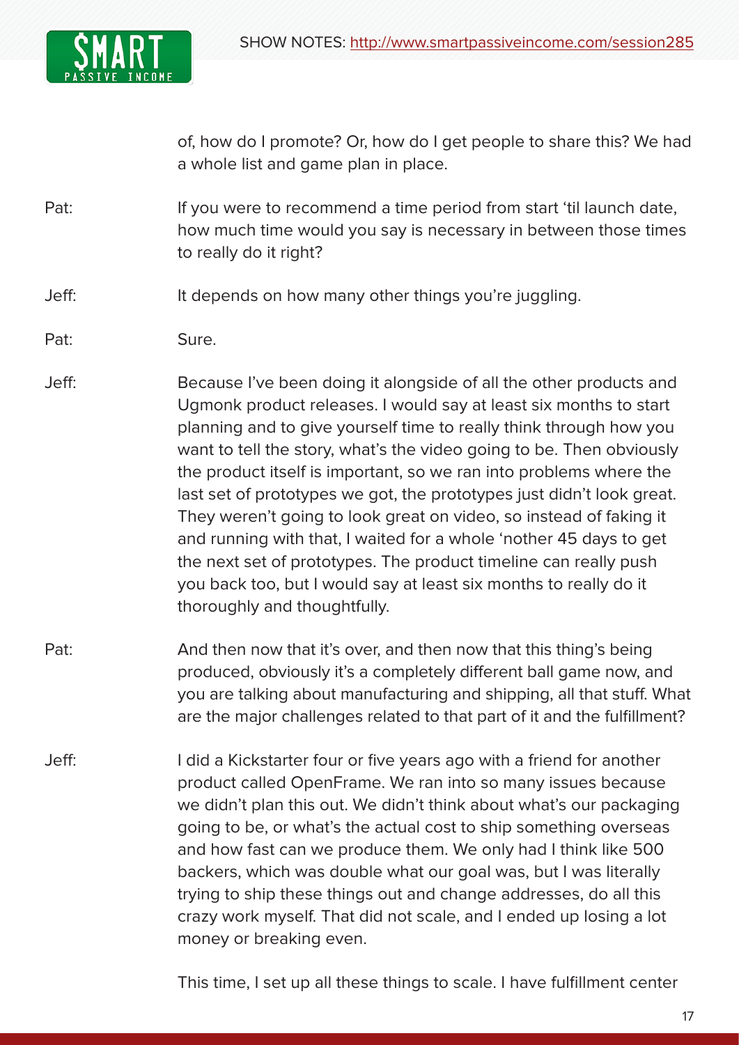of, how do I promote? Or, how do I get people to share this? We had a whole list and game plan in place.

Pat: If you were to recommend a time period from start 'til launch date, how much time would you say is necessary in between those times to really do it right?

Jeff: It depends on how many other things you're juggling.

Pat: Sure.

Jeff: Because I've been doing it alongside of all the other products and Ugmonk product releases. I would say at least six months to start planning and to give yourself time to really think through how you want to tell the story, what's the video going to be. Then obviously the product itself is important, so we ran into problems where the last set of prototypes we got, the prototypes just didn't look great. They weren't going to look great on video, so instead of faking it and running with that, I waited for a whole 'nother 45 days to get the next set of prototypes. The product timeline can really push you back too, but I would say at least six months to really do it thoroughly and thoughtfully.

Pat: And then now that it's over, and then now that this thing's being produced, obviously it's a completely different ball game now, and you are talking about manufacturing and shipping, all that stuff. What are the major challenges related to that part of it and the fulfillment?

Jeff: I did a Kickstarter four or five years ago with a friend for another product called OpenFrame. We ran into so many issues because we didn't plan this out. We didn't think about what's our packaging going to be, or what's the actual cost to ship something overseas and how fast can we produce them. We only had I think like 500 backers, which was double what our goal was, but I was literally trying to ship these things out and change addresses, do all this crazy work myself. That did not scale, and I ended up losing a lot money or breaking even.

This time, I set up all these things to scale. I have fulfillment center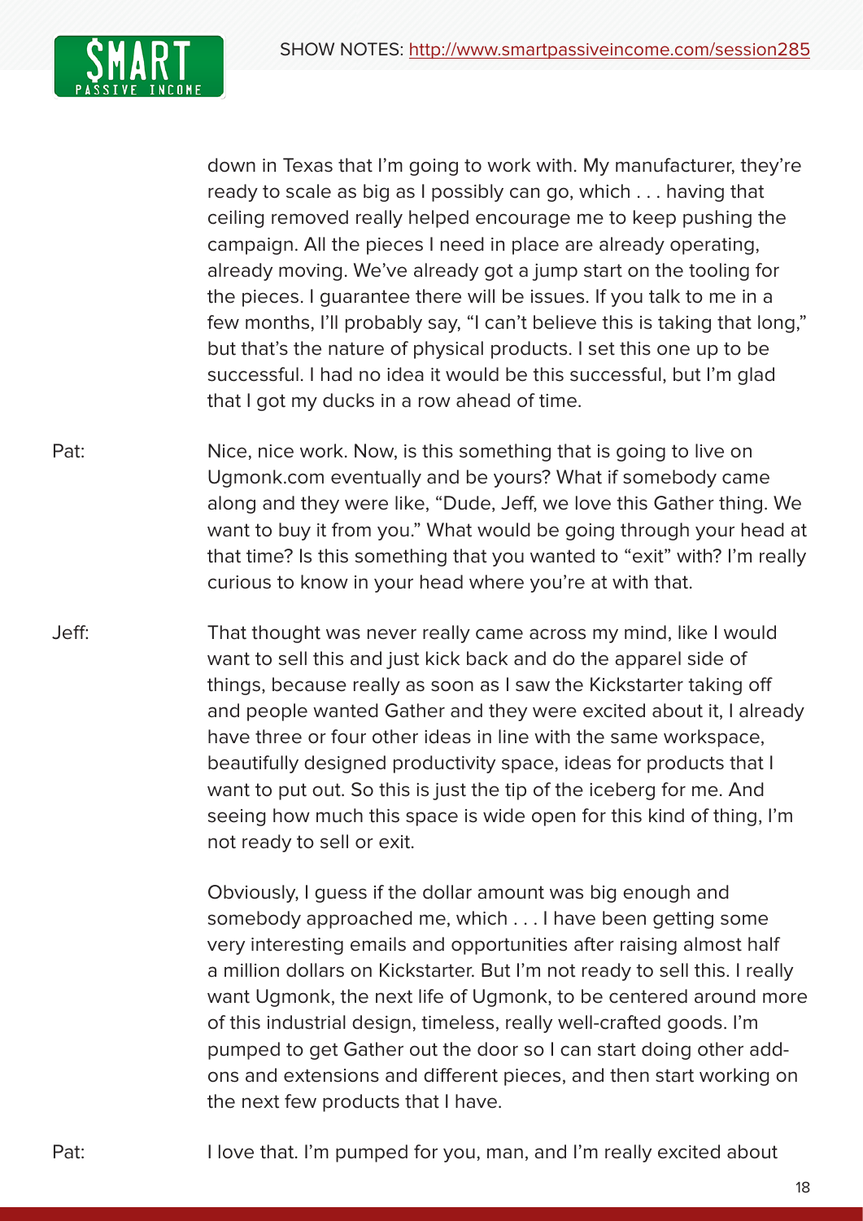down in Texas that I'm going to work with. My manufacturer, they're ready to scale as big as I possibly can go, which . . . having that ceiling removed really helped encourage me to keep pushing the campaign. All the pieces I need in place are already operating, already moving. We've already got a jump start on the tooling for the pieces. I guarantee there will be issues. If you talk to me in a few months, I'll probably say, "I can't believe this is taking that long," but that's the nature of physical products. I set this one up to be successful. I had no idea it would be this successful, but I'm glad that I got my ducks in a row ahead of time.

Pat: Nice, nice work. Now, is this something that is going to live on Ugmonk.com eventually and be yours? What if somebody came along and they were like, "Dude, Jeff, we love this Gather thing. We want to buy it from you." What would be going through your head at that time? Is this something that you wanted to "exit" with? I'm really curious to know in your head where you're at with that.

Jeff: That thought was never really came across my mind, like I would want to sell this and just kick back and do the apparel side of things, because really as soon as I saw the Kickstarter taking off and people wanted Gather and they were excited about it, I already have three or four other ideas in line with the same workspace, beautifully designed productivity space, ideas for products that I want to put out. So this is just the tip of the iceberg for me. And seeing how much this space is wide open for this kind of thing, I'm not ready to sell or exit.

Obviously, I guess if the dollar amount was big enough and somebody approached me, which . . . I have been getting some very interesting emails and opportunities after raising almost half a million dollars on Kickstarter. But I'm not ready to sell this. I really want Ugmonk, the next life of Ugmonk, to be centered around more of this industrial design, timeless, really well-crafted goods. I'm pumped to get Gather out the door so I can start doing other add-ons and extensions and different pieces, and then start working on the next few products that I have.

Pat: I love that. I'm pumped for you, man, and I'm really excited about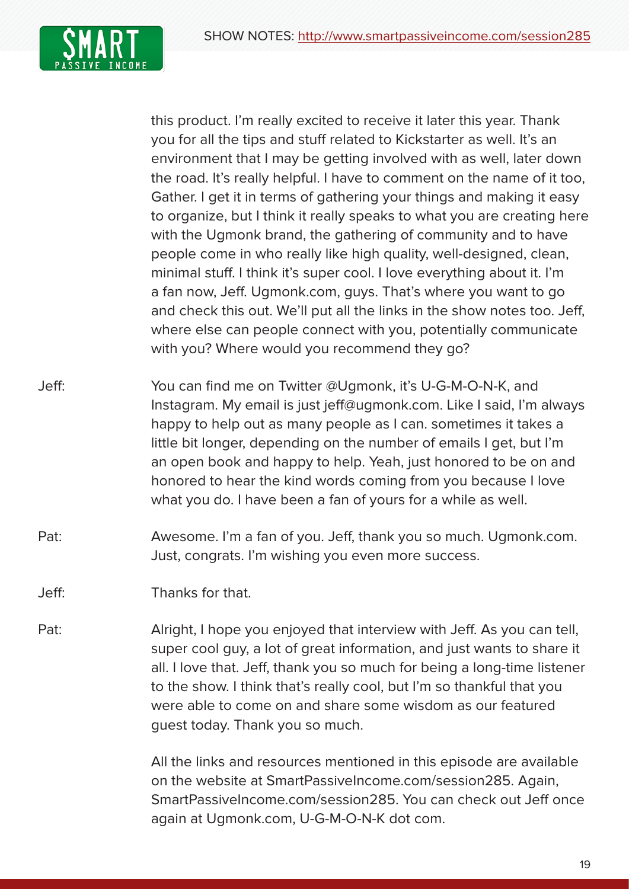this product. I'm really excited to receive it later this year. Thank you for all the tips and stuff related to Kickstarter as well. It's an environment that I may be getting involved with as well, later down the road. It's really helpful. I have to comment on the name of it too, Gather. I get it in terms of gathering your things and making it easy to organize, but I think it really speaks to what you are creating here with the Ugmonk brand, the gathering of community and to have people come in who really like high quality, well-designed, clean, minimal stuff. I think it's super cool. I love everything about it. I'm a fan now, Jeff. Ugmonk.com, guys. That's where you want to go and check this out. We'll put all the links in the show notes too. Jeff, where else can people connect with you, potentially communicate with you? Where would you recommend they go?

Jeff: You can find me on Twitter @Ugmonk, it's U-G-M-O-N-K, and Instagram. My email is just jeff@ugmonk.com. Like I said, I'm always happy to help out as many people as I can. sometimes it takes a little bit longer, depending on the number of emails I get, but I'm an open book and happy to help. Yeah, just honored to be on and honored to hear the kind words coming from you because I love what you do. I have been a fan of yours for a while as well.

Pat: Awesome. I'm a fan of you. Jeff, thank you so much. Ugmonk.com. Just, congrats. I'm wishing you even more success.

Jeff: Thanks for that.

Pat: Alright, I hope you enjoyed that interview with Jeff. As you can tell, super cool guy, a lot of great information, and just wants to share it all. I love that. Jeff, thank you so much for being a long-time listener to the show. I think that's really cool, but I'm so thankful that you were able to come on and share some wisdom as our featured guest today. Thank you so much.

All the links and resources mentioned in this episode are available on the website at SmartPassiveIncome.com/session285. Again, SmartPassiveIncome.com/session285. You can check out Jeff once again at Ugmonk.com, U-G-M-O-N-K dot com.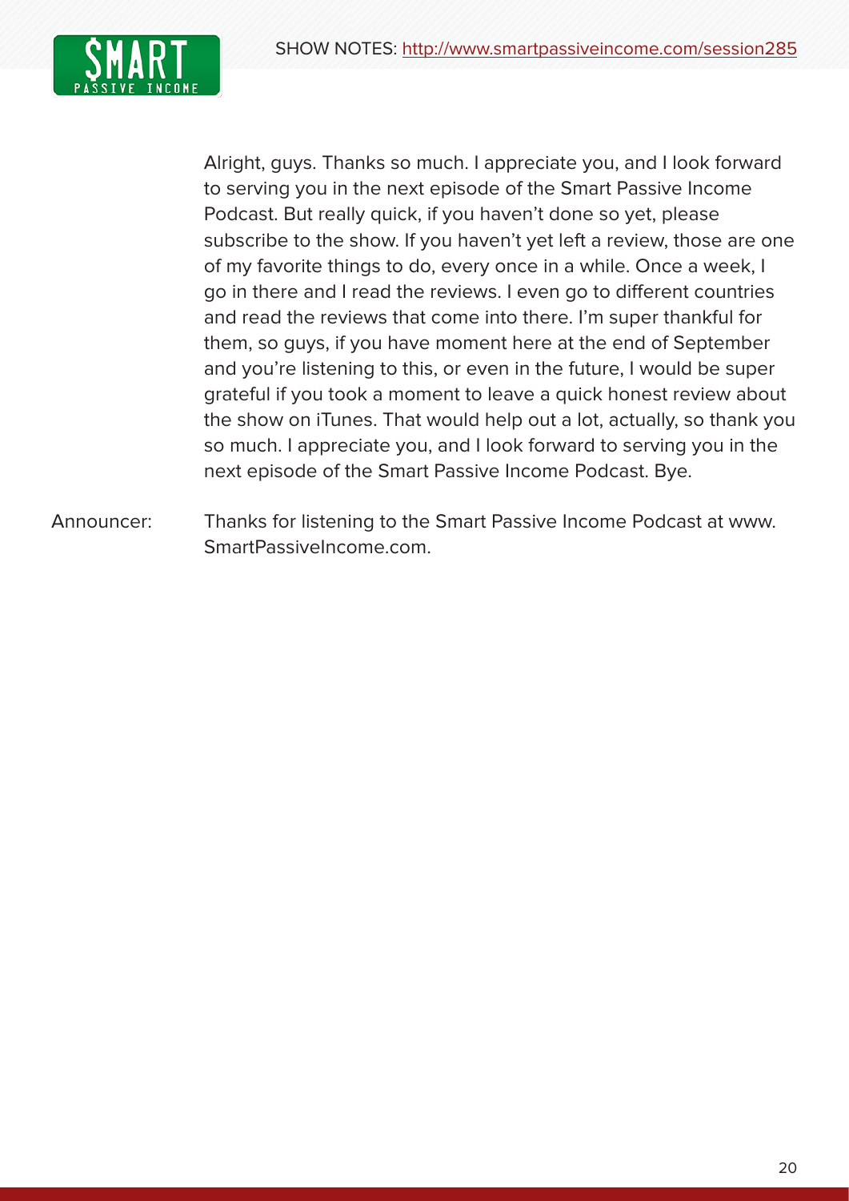Alright, guys. Thanks so much. I appreciate you, and I look forward to serving you in the next episode of the Smart Passive Income Podcast. But really quick, if you haven't done so yet, please subscribe to the show. If you haven't yet left a review, those are one of my favorite things to do, every once in a while. Once a week, I go in there and I read the reviews. I even go to different countries and read the reviews that come into there. I'm super thankful for them, so guys, if you have moment here at the end of September and you're listening to this, or even in the future, I would be super grateful if you took a moment to leave a quick honest review about the show on iTunes. That would help out a lot, actually, so thank you so much. I appreciate you, and I look forward to serving you in the next episode of the Smart Passive Income Podcast. Bye.

Announcer: Thanks for listening to the Smart Passive Income Podcast at www.SmartPassiveIncome.com.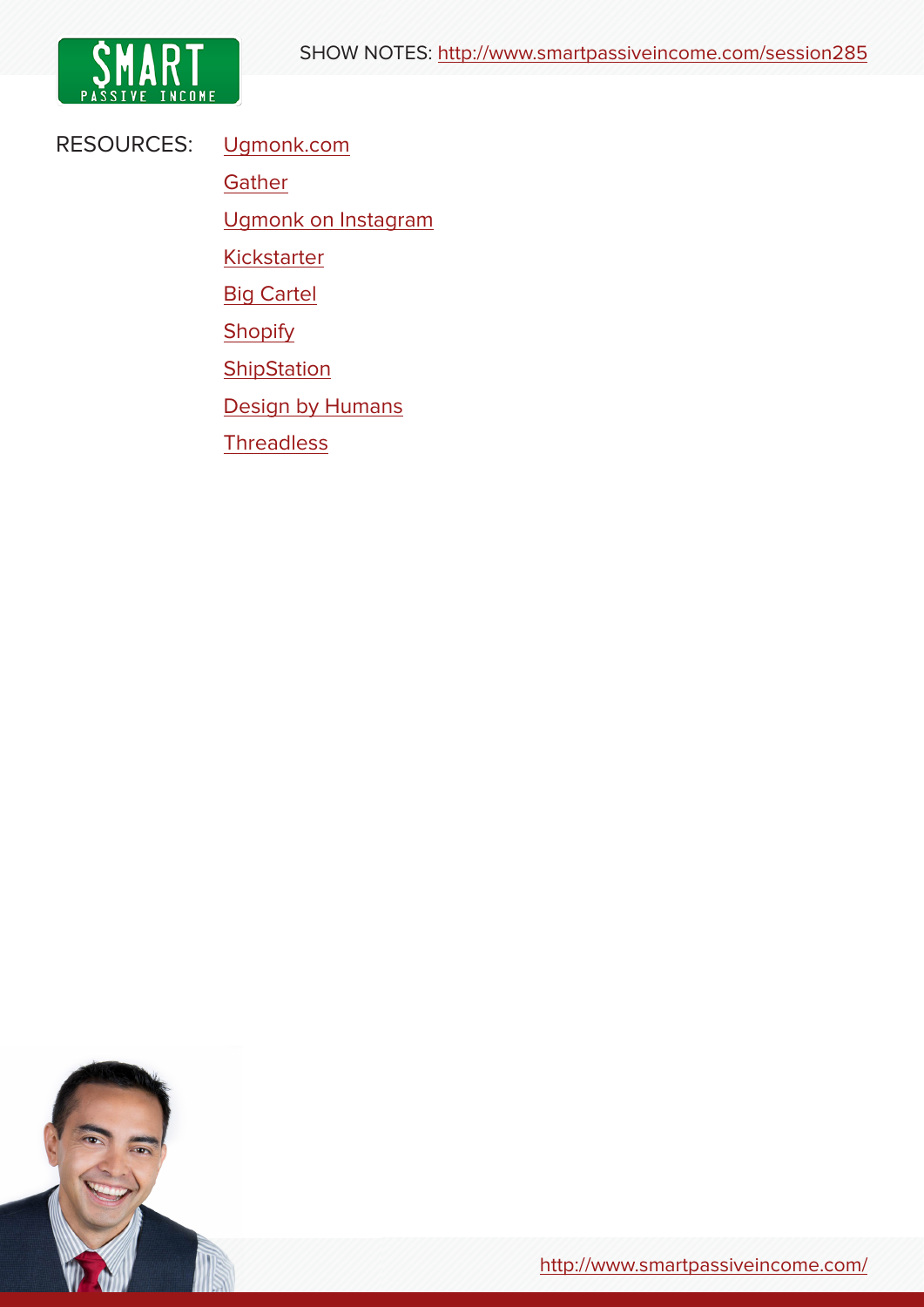SHOW NOTES: http://www.smartpassiveincome.com/session285

RESOURCES:

- Ugmonk.com
- Gather
- Ugmonk on Instagram
- Kickstarter
- Big Cartel
- Shopify
- ShipStation
- Design by Humans
- Threadless